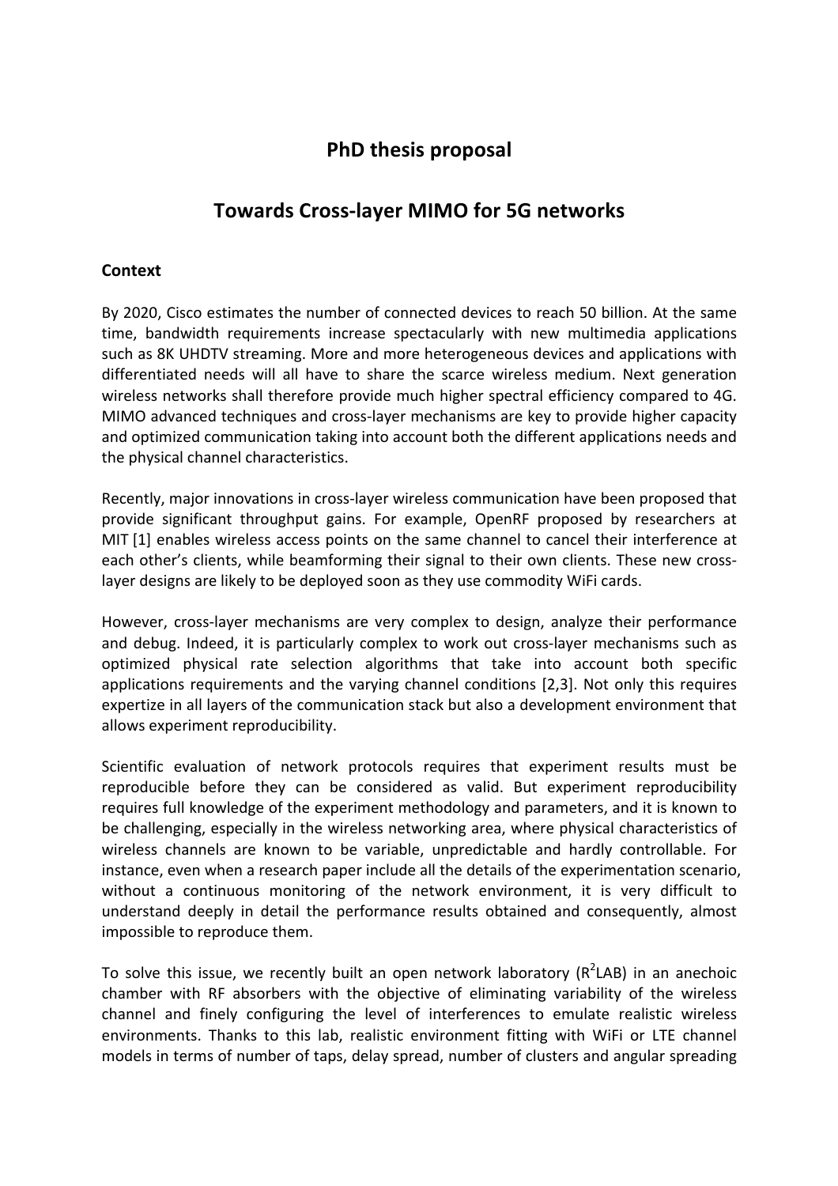# PhD thesis proposal

# Towards Cross-layer MIMO for 5G networks

## Context

By 2020, Cisco estimates the number of connected devices to reach 50 billion. At the same time, bandwidth requirements increase spectacularly with new multimedia applications such as 8K UHDTV streaming. More and more heterogeneous devices and applications with differentiated needs will all have to share the scarce wireless medium. Next generation wireless networks shall therefore provide much higher spectral efficiency compared to 4G. MIMO advanced techniques and cross-layer mechanisms are key to provide higher capacity and optimized communication taking into account both the different applications needs and the physical channel characteristics.

Recently, major innovations in cross-layer wireless communication have been proposed that provide significant throughput gains. For example, OpenRF proposed by researchers at MIT [1] enables wireless access points on the same channel to cancel their interference at each other's clients, while beamforming their signal to their own clients. These new cross-layer designs are likely to be deployed soon as they use commodity WiFi cards.

However, cross-layer mechanisms are very complex to design, analyze their performance and debug. Indeed, it is particularly complex to work out cross-layer mechanisms such as optimized physical rate selection algorithms that take into account both specific applications requirements and the varying channel conditions [2,3]. Not only this requires expertize in all layers of the communication stack but also a development environment that allows experiment reproducibility.

Scientific evaluation of network protocols requires that experiment results must be reproducible before they can be considered as valid. But experiment reproducibility requires full knowledge of the experiment methodology and parameters, and it is known to be challenging, especially in the wireless networking area, where physical characteristics of wireless channels are known to be variable, unpredictable and hardly controllable. For instance, even when a research paper include all the details of the experimentation scenario, without a continuous monitoring of the network environment, it is very difficult to understand deeply in detail the performance results obtained and consequently, almost impossible to reproduce them.

To solve this issue, we recently built an open network laboratory ($R^2$LAB) in an anechoic chamber with RF absorbers with the objective of eliminating variability of the wireless channel and finely configuring the level of interferences to emulate realistic wireless environments. Thanks to this lab, realistic environment fitting with WiFi or LTE channel models in terms of number of taps, delay spread, number of clusters and angular spreading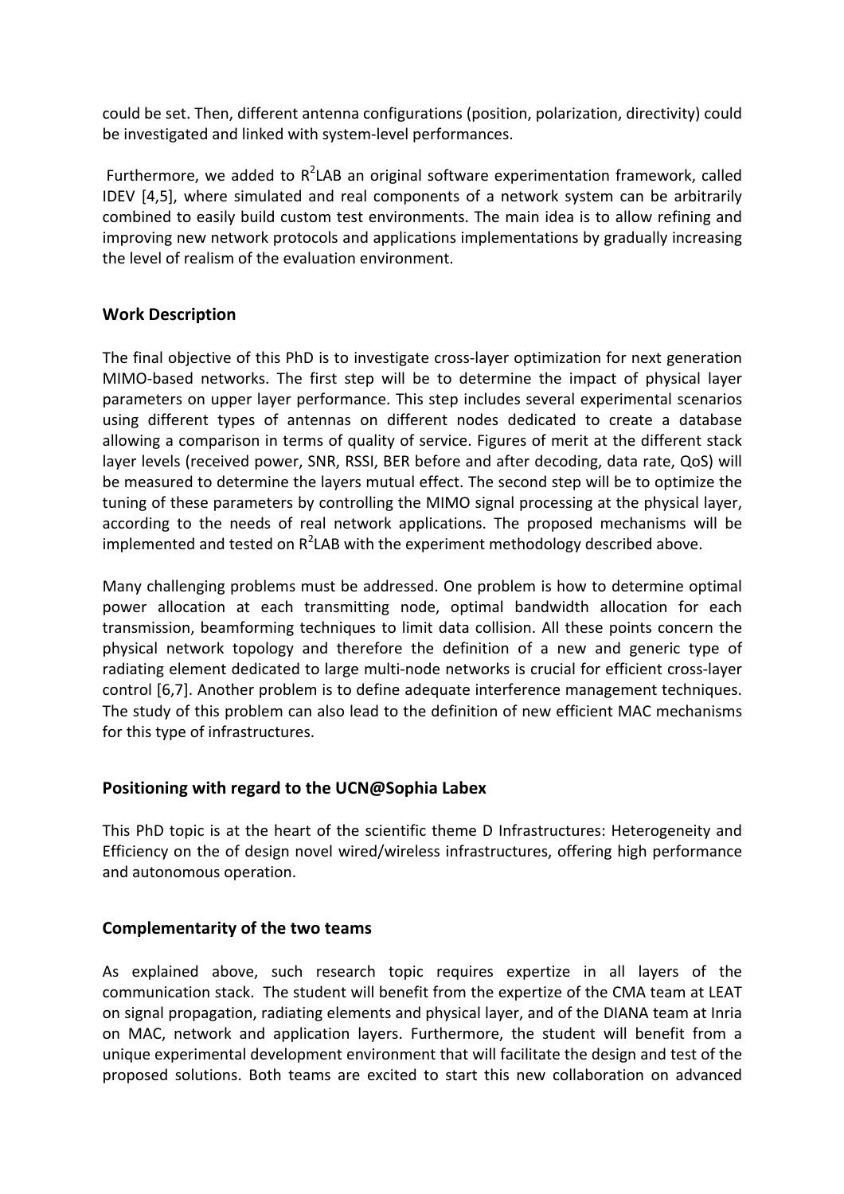could be set. Then, different antenna configurations (position, polarization, directivity) could be investigated and linked with system-level performances.

Furthermore, we added to $R^2$LAB an original software experimentation framework, called IDEV [4,5], where simulated and real components of a network system can be arbitrarily combined to easily build custom test environments. The main idea is to allow refining and improving new network protocols and applications implementations by gradually increasing the level of realism of the evaluation environment.

## Work Description

The final objective of this PhD is to investigate cross-layer optimization for next generation MIMO-based networks. The first step will be to determine the impact of physical layer parameters on upper layer performance. This step includes several experimental scenarios using different types of antennas on different nodes dedicated to create a database allowing a comparison in terms of quality of service. Figures of merit at the different stack layer levels (received power, SNR, RSSI, BER before and after decoding, data rate, QoS) will be measured to determine the layers mutual effect. The second step will be to optimize the tuning of these parameters by controlling the MIMO signal processing at the physical layer, according to the needs of real network applications. The proposed mechanisms will be implemented and tested on $R^2$LAB with the experiment methodology described above.

Many challenging problems must be addressed. One problem is how to determine optimal power allocation at each transmitting node, optimal bandwidth allocation for each transmission, beamforming techniques to limit data collision. All these points concern the physical network topology and therefore the definition of a new and generic type of radiating element dedicated to large multi-node networks is crucial for efficient cross-layer control [6,7]. Another problem is to define adequate interference management techniques. The study of this problem can also lead to the definition of new efficient MAC mechanisms for this type of infrastructures.

## Positioning with regard to the UCN@Sophia Labex

This PhD topic is at the heart of the scientific theme D Infrastructures: Heterogeneity and Efficiency on the of design novel wired/wireless infrastructures, offering high performance and autonomous operation.

## Complementarity of the two teams

As explained above, such research topic requires expertize in all layers of the communication stack. The student will benefit from the expertize of the CMA team at LEAT on signal propagation, radiating elements and physical layer, and of the DIANA team at Inria on MAC, network and application layers. Furthermore, the student will benefit from a unique experimental development environment that will facilitate the design and test of the proposed solutions. Both teams are excited to start this new collaboration on advanced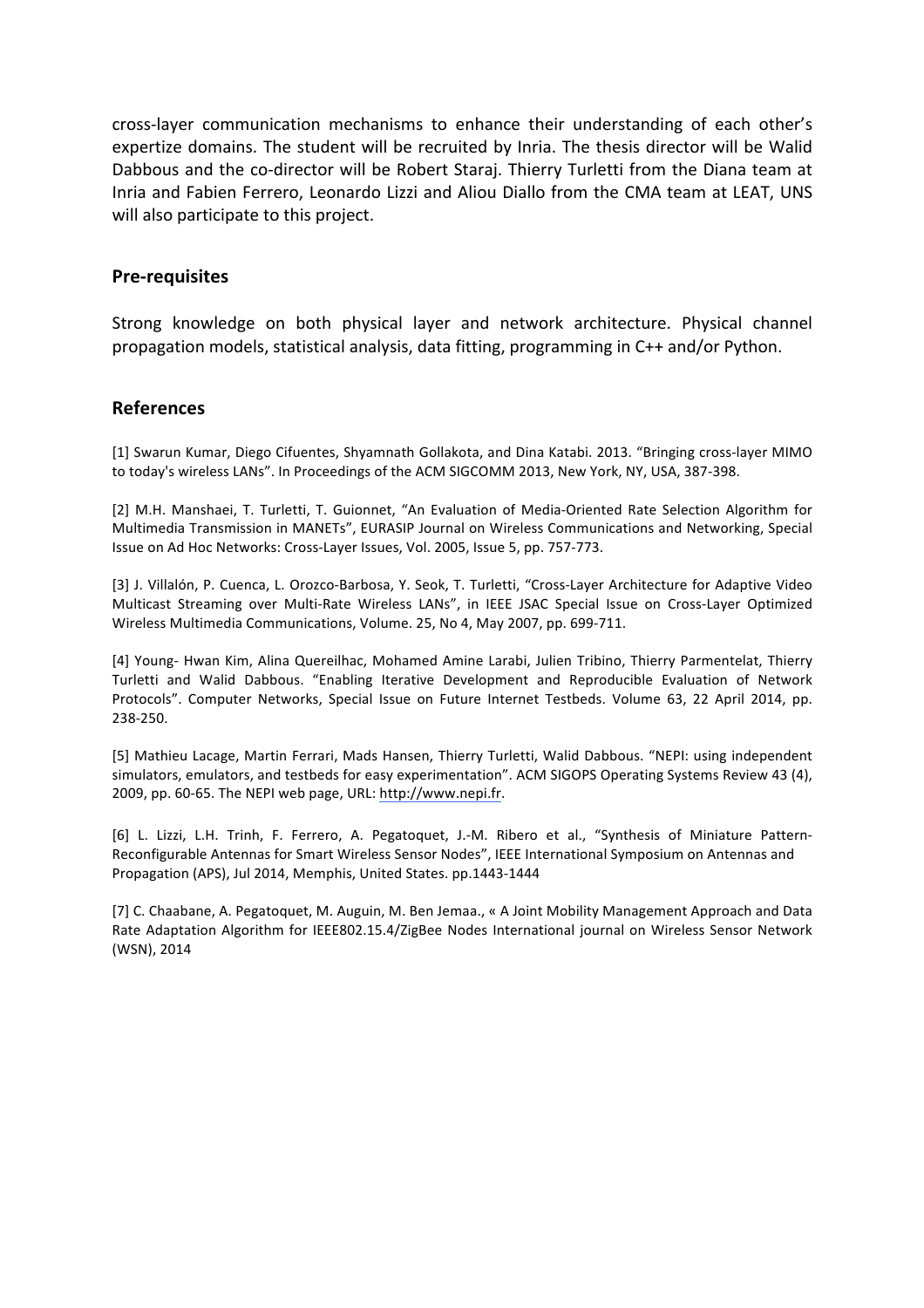cross-layer communication mechanisms to enhance their understanding of each other's expertize domains. The student will be recruited by Inria. The thesis director will be Walid Dabbous and the co-director will be Robert Staraj. Thierry Turletti from the Diana team at Inria and Fabien Ferrero, Leonardo Lizzi and Aliou Diallo from the CMA team at LEAT, UNS will also participate to this project.

## Pre-requisites

Strong knowledge on both physical layer and network architecture. Physical channel propagation models, statistical analysis, data fitting, programming in C++ and/or Python.

## References

[1] Swarun Kumar, Diego Cifuentes, Shyamnath Gollakota, and Dina Katabi. 2013. "Bringing cross-layer MIMO to today's wireless LANs". In Proceedings of the ACM SIGCOMM 2013, New York, NY, USA, 387-398.

[2] M.H. Manshaei, T. Turletti, T. Guionnet, "An Evaluation of Media-Oriented Rate Selection Algorithm for Multimedia Transmission in MANETs", EURASIP Journal on Wireless Communications and Networking, Special Issue on Ad Hoc Networks: Cross-Layer Issues, Vol. 2005, Issue 5, pp. 757-773.

[3] J. Villalón, P. Cuenca, L. Orozco-Barbosa, Y. Seok, T. Turletti, "Cross-Layer Architecture for Adaptive Video Multicast Streaming over Multi-Rate Wireless LANs", in IEEE JSAC Special Issue on Cross-Layer Optimized Wireless Multimedia Communications, Volume. 25, No 4, May 2007, pp. 699-711.

[4] Young- Hwan Kim, Alina Quereilhac, Mohamed Amine Larabi, Julien Tribino, Thierry Parmentelat, Thierry Turletti and Walid Dabbous. "Enabling Iterative Development and Reproducible Evaluation of Network Protocols". Computer Networks, Special Issue on Future Internet Testbeds. Volume 63, 22 April 2014, pp. 238-250.

[5] Mathieu Lacage, Martin Ferrari, Mads Hansen, Thierry Turletti, Walid Dabbous. "NEPI: using independent simulators, emulators, and testbeds for easy experimentation". ACM SIGOPS Operating Systems Review 43 (4), 2009, pp. 60-65. The NEPI web page, URL: http://www.nepi.fr.

[6] L. Lizzi, L.H. Trinh, F. Ferrero, A. Pegatoquet, J.-M. Ribero et al., "Synthesis of Miniature Pattern-Reconfigurable Antennas for Smart Wireless Sensor Nodes", IEEE International Symposium on Antennas and Propagation (APS), Jul 2014, Memphis, United States. pp.1443-1444

[7] C. Chaabane, A. Pegatoquet, M. Auguin, M. Ben Jemaa., « A Joint Mobility Management Approach and Data Rate Adaptation Algorithm for IEEE802.15.4/ZigBee Nodes International journal on Wireless Sensor Network (WSN), 2014